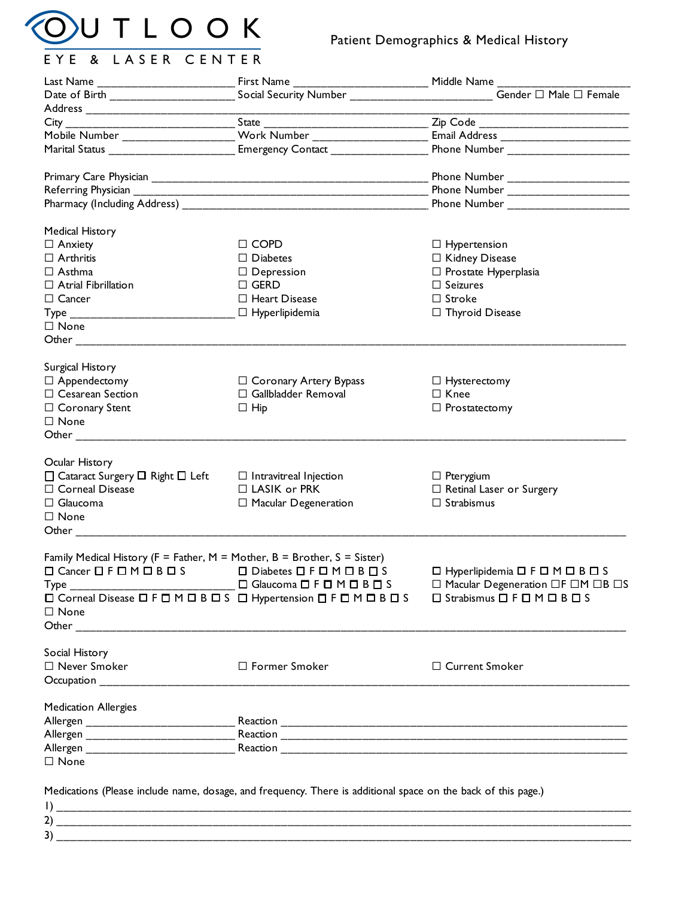# OUTLOOK EYE & LASER CENTER

## Patient Demographics & Medical History

Last Name ______________________ First Name ______________________ Middle Name ______________________
Date of Birth ______________________ Social Security Number ______________________ Gender ☐ Male ☐ Female
Address ____________________________________________________________________________
City ______________________ State ______________________ Zip Code ______________________
Mobile Number ______________________ Work Number ______________________ Email Address ______________________
Marital Status ______________________ Emergency Contact ______________________ Phone Number ______________________

Primary Care Physician ____________________________________________ Phone Number ______________________
Referring Physician ____________________________________________ Phone Number ______________________
Pharmacy (Including Address) ____________________________________________ Phone Number ______________________

### Medical History

☐ Anxiety
☐ Arthritis
☐ Asthma
☐ Atrial Fibrillation
☐ Cancer
Type ______________________
☐ None
☐ COPD
☐ Diabetes
☐ Depression
☐ GERD
☐ Heart Disease
☐ Hyperlipidemia
☐ Hypertension
☐ Kidney Disease
☐ Prostate Hyperplasia
☐ Seizures
☐ Stroke
☐ Thyroid Disease

Other ____________________________________________________________________________

### Surgical History

☐ Appendectomy
☐ Cesarean Section
☐ Coronary Stent
☐ None
☐ Coronary Artery Bypass
☐ Gallbladder Removal
☐ Hip
☐ Hysterectomy
☐ Knee
☐ Prostatectomy

Other ____________________________________________________________________________

### Ocular History

☐ Cataract Surgery ☐ Right ☐ Left
☐ Corneal Disease
☐ Glaucoma
☐ None
☐ Intravitreal Injection
☐ LASIK or PRK
☐ Macular Degeneration
☐ Pterygium
☐ Retinal Laser or Surgery
☐ Strabismus

Other ____________________________________________________________________________

### Family Medical History (F = Father, M = Mother, B = Brother, S = Sister)

☐ Cancer ☐ F ☐ M ☐ B ☐ S
Type ______________________
☐ Corneal Disease ☐ F ☐ M ☐ B ☐ S
☐ None
☐ Diabetes ☐ F ☐ M ☐ B ☐ S
☐ Glaucoma ☐ F ☐ M ☐ B ☐ S
☐ Hypertension ☐ F ☐ M ☐ B ☐ S
☐ Hyperlipidemia ☐ F ☐ M ☐ B ☐ S
☐ Macular Degeneration ☐ F ☐ M ☐ B ☐ S
☐ Strabismus ☐ F ☐ M ☐ B ☐ S

Other ____________________________________________________________________________

### Social History

☐ Never Smoker ☐ Former Smoker ☐ Current Smoker
Occupation ____________________________________________________________________________

### Medication Allergies

Allergen ______________________ Reaction ____________________________________________
Allergen ______________________ Reaction ____________________________________________
Allergen ______________________ Reaction ____________________________________________
☐ None

Medications (Please include name, dosage, and frequency. There is additional space on the back of this page.)

1) ____________________________________________________________________________
2) ____________________________________________________________________________
3) ____________________________________________________________________________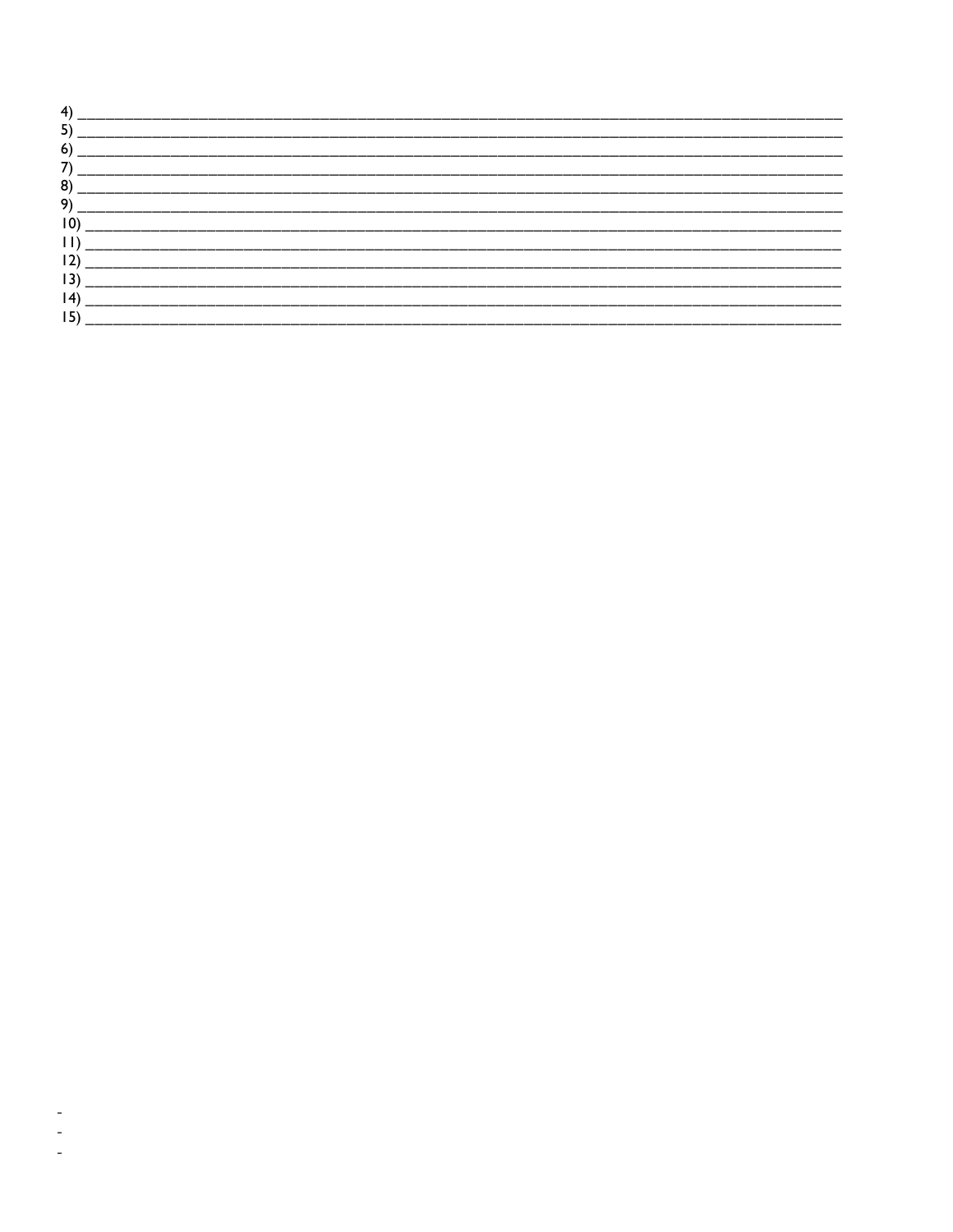4) ______________________________________________________________________________________________

5) ______________________________________________________________________________________________

6) ______________________________________________________________________________________________

7) ______________________________________________________________________________________________

8) ______________________________________________________________________________________________

9) ______________________________________________________________________________________________

10) _____________________________________________________________________________________________

11) _____________________________________________________________________________________________

12) _____________________________________________________________________________________________

13) _____________________________________________________________________________________________

14) _____________________________________________________________________________________________

15) _____________________________________________________________________________________________

-
-
-